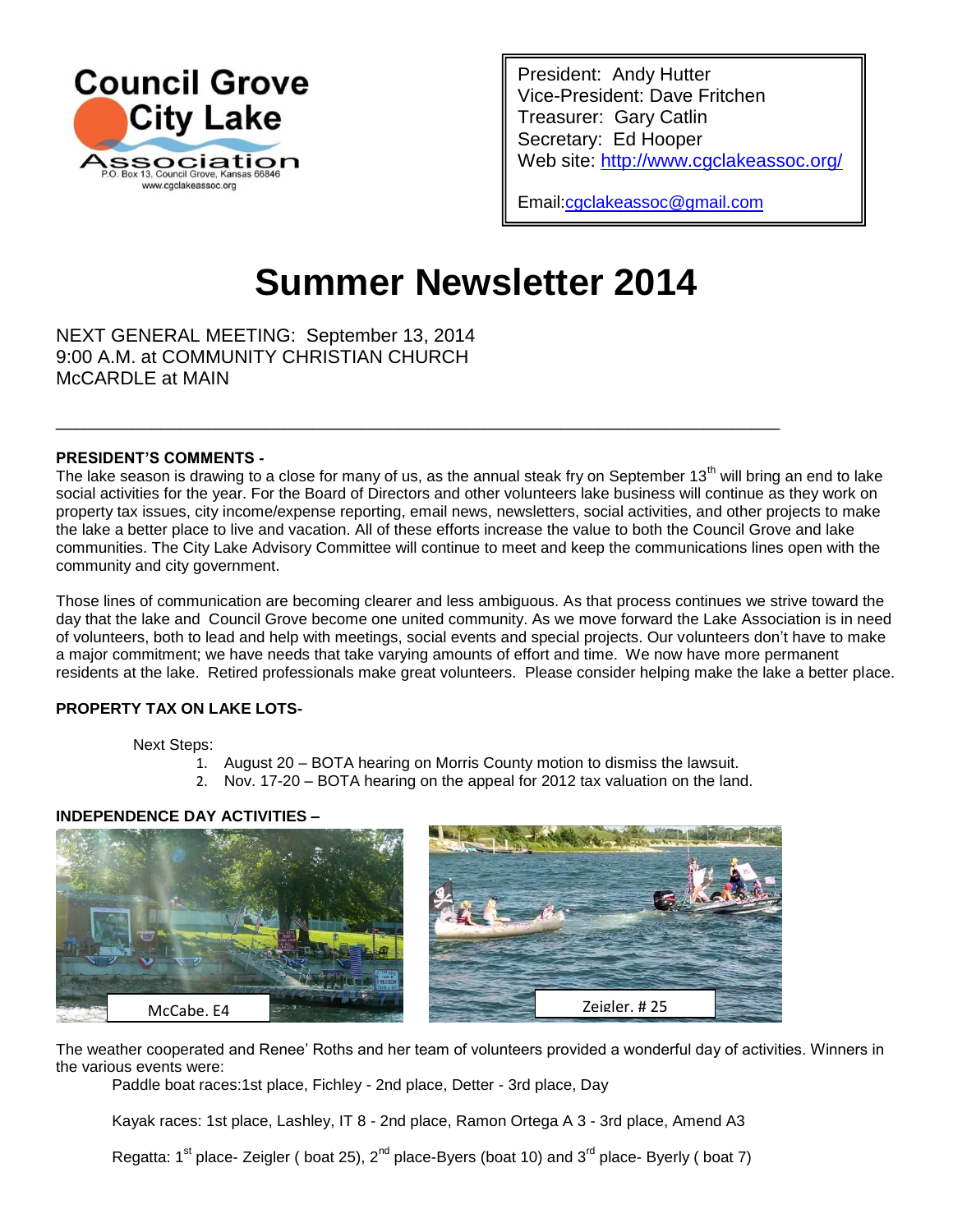Council Grove City Lake Association
P.O. Box 13, Council Grove, Kansas 66846
www.cgclakeassoc.org

President: Andy Hutter
Vice-President: Dave Fritchen
Treasurer: Gary Catlin
Secretary: Ed Hooper
Web site: http://www.cgclakeassoc.org/

Email:cgclakeassoc@gmail.com

# Summer Newsletter 2014

NEXT GENERAL MEETING: September 13, 2014
9:00 A.M. at COMMUNITY CHRISTIAN CHURCH
McCARDLE at MAIN

---

**PRESIDENT'S COMMENTS -**

The lake season is drawing to a close for many of us, as the annual steak fry on September 13th will bring an end to lake social activities for the year. For the Board of Directors and other volunteers lake business will continue as they work on property tax issues, city income/expense reporting, email news, newsletters, social activities, and other projects to make the lake a better place to live and vacation. All of these efforts increase the value to both the Council Grove and lake communities. The City Lake Advisory Committee will continue to meet and keep the communications lines open with the community and city government.

Those lines of communication are becoming clearer and less ambiguous. As that process continues we strive toward the day that the lake and Council Grove become one united community. As we move forward the Lake Association is in need of volunteers, both to lead and help with meetings, social events and special projects. Our volunteers don't have to make a major commitment; we have needs that take varying amounts of effort and time. We now have more permanent residents at the lake. Retired professionals make great volunteers. Please consider helping make the lake a better place.

**PROPERTY TAX ON LAKE LOTS-**

Next Steps:

1. August 20 – BOTA hearing on Morris County motion to dismiss the lawsuit.
2. Nov. 17-20 – BOTA hearing on the appeal for 2012 tax valuation on the land.

**INDEPENDENCE DAY ACTIVITIES –**

McCabe. E4

Zeigler. # 25

The weather cooperated and Renee' Roths and her team of volunteers provided a wonderful day of activities. Winners in the various events were:

Paddle boat races:1st place, Fichley - 2nd place, Detter - 3rd place, Day

Kayak races: 1st place, Lashley, IT 8 - 2nd place, Ramon Ortega A 3 - 3rd place, Amend A3

Regatta: 1st place- Zeigler ( boat 25), 2nd place-Byers (boat 10) and 3rd place- Byerly ( boat 7)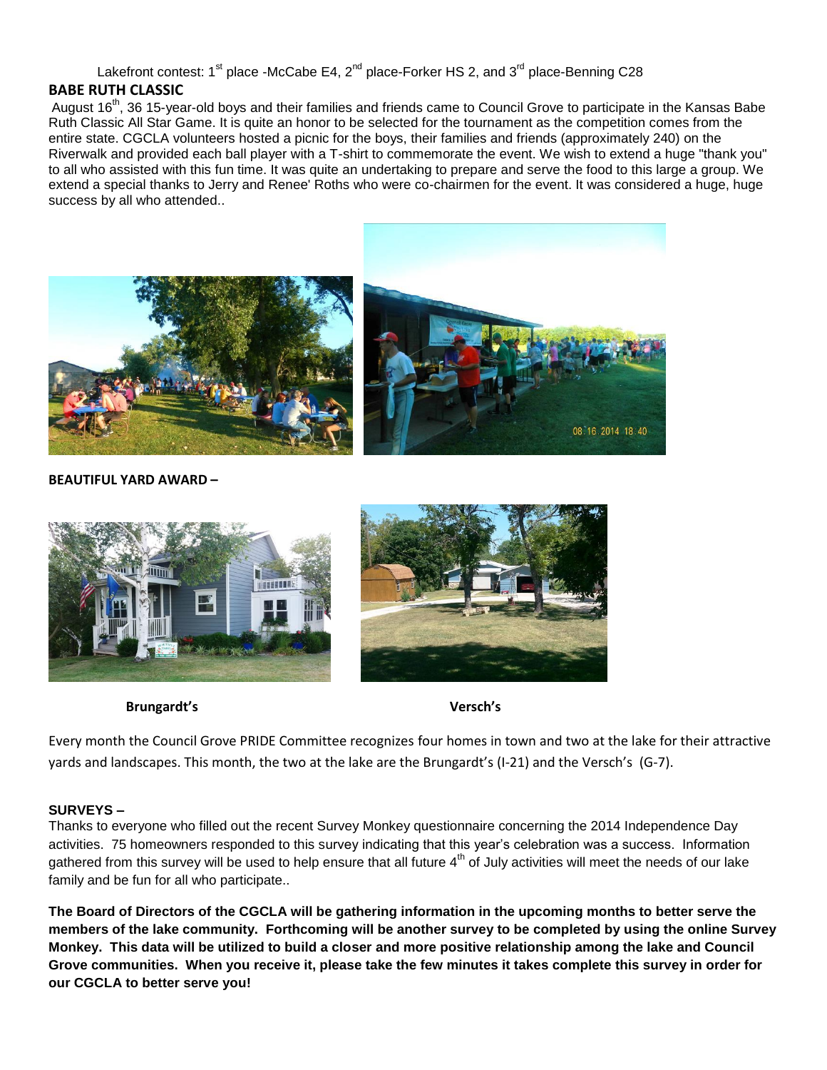Lakefront contest: 1st place -McCabe E4, 2nd place-Forker HS 2, and 3rd place-Benning C28

## BABE RUTH CLASSIC

August 16th, 36 15-year-old boys and their families and friends came to Council Grove to participate in the Kansas Babe Ruth Classic All Star Game. It is quite an honor to be selected for the tournament as the competition comes from the entire state. CGCLA volunteers hosted a picnic for the boys, their families and friends (approximately 240) on the Riverwalk and provided each ball player with a T-shirt to commemorate the event. We wish to extend a huge "thank you" to all who assisted with this fun time. It was quite an undertaking to prepare and serve the food to this large a group. We extend a special thanks to Jerry and Renee' Roths who were co-chairmen for the event. It was considered a huge, huge success by all who attended..

**BEAUTIFUL YARD AWARD –**

**Brungardt's** **Versch's**

Every month the Council Grove PRIDE Committee recognizes four homes in town and two at the lake for their attractive yards and landscapes. This month, the two at the lake are the Brungardt's (I-21) and the Versch's (G-7).

**SURVEYS –**

Thanks to everyone who filled out the recent Survey Monkey questionnaire concerning the 2014 Independence Day activities. 75 homeowners responded to this survey indicating that this year's celebration was a success. Information gathered from this survey will be used to help ensure that all future 4th of July activities will meet the needs of our lake family and be fun for all who participate..

**The Board of Directors of the CGCLA will be gathering information in the upcoming months to better serve the members of the lake community. Forthcoming will be another survey to be completed by using the online Survey Monkey. This data will be utilized to build a closer and more positive relationship among the lake and Council Grove communities. When you receive it, please take the few minutes it takes complete this survey in order for our CGCLA to better serve you!**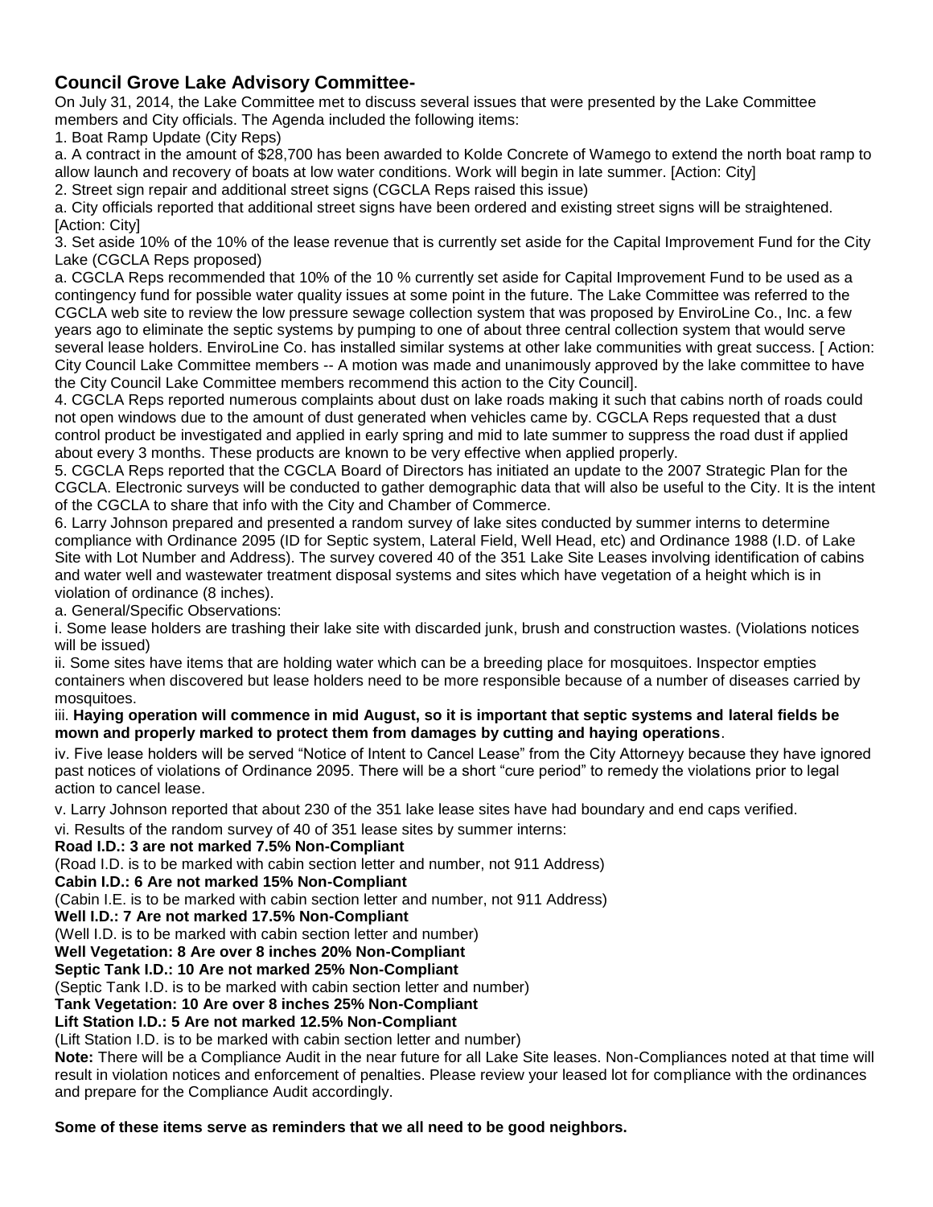## Council Grove Lake Advisory Committee-

On July 31, 2014, the Lake Committee met to discuss several issues that were presented by the Lake Committee members and City officials. The Agenda included the following items:

1. Boat Ramp Update (City Reps)

a. A contract in the amount of $28,700 has been awarded to Kolde Concrete of Wamego to extend the north boat ramp to allow launch and recovery of boats at low water conditions. Work will begin in late summer. [Action: City]

2. Street sign repair and additional street signs (CGCLA Reps raised this issue)

a. City officials reported that additional street signs have been ordered and existing street signs will be straightened. [Action: City]

3. Set aside 10% of the 10% of the lease revenue that is currently set aside for the Capital Improvement Fund for the City Lake (CGCLA Reps proposed)

a. CGCLA Reps recommended that 10% of the 10 % currently set aside for Capital Improvement Fund to be used as a contingency fund for possible water quality issues at some point in the future. The Lake Committee was referred to the CGCLA web site to review the low pressure sewage collection system that was proposed by EnviroLine Co., Inc. a few years ago to eliminate the septic systems by pumping to one of about three central collection system that would serve several lease holders. EnviroLine Co. has installed similar systems at other lake communities with great success. [ Action: City Council Lake Committee members -- A motion was made and unanimously approved by the lake committee to have the City Council Lake Committee members recommend this action to the City Council].

4. CGCLA Reps reported numerous complaints about dust on lake roads making it such that cabins north of roads could not open windows due to the amount of dust generated when vehicles came by. CGCLA Reps requested that a dust control product be investigated and applied in early spring and mid to late summer to suppress the road dust if applied about every 3 months. These products are known to be very effective when applied properly.

5. CGCLA Reps reported that the CGCLA Board of Directors has initiated an update to the 2007 Strategic Plan for the CGCLA. Electronic surveys will be conducted to gather demographic data that will also be useful to the City. It is the intent of the CGCLA to share that info with the City and Chamber of Commerce.

6. Larry Johnson prepared and presented a random survey of lake sites conducted by summer interns to determine compliance with Ordinance 2095 (ID for Septic system, Lateral Field, Well Head, etc) and Ordinance 1988 (I.D. of Lake Site with Lot Number and Address). The survey covered 40 of the 351 Lake Site Leases involving identification of cabins and water well and wastewater treatment disposal systems and sites which have vegetation of a height which is in violation of ordinance (8 inches).

a. General/Specific Observations:

i. Some lease holders are trashing their lake site with discarded junk, brush and construction wastes. (Violations notices will be issued)

ii. Some sites have items that are holding water which can be a breeding place for mosquitoes. Inspector empties containers when discovered but lease holders need to be more responsible because of a number of diseases carried by mosquitoes.

iii. **Haying operation will commence in mid August, so it is important that septic systems and lateral fields be mown and properly marked to protect them from damages by cutting and haying operations**.

iv. Five lease holders will be served "Notice of Intent to Cancel Lease" from the City Attorneyy because they have ignored past notices of violations of Ordinance 2095. There will be a short "cure period" to remedy the violations prior to legal action to cancel lease.

v. Larry Johnson reported that about 230 of the 351 lake lease sites have had boundary and end caps verified.

vi. Results of the random survey of 40 of 351 lease sites by summer interns:

**Road I.D.: 3 are not marked 7.5% Non-Compliant**

(Road I.D. is to be marked with cabin section letter and number, not 911 Address)

**Cabin I.D.: 6 Are not marked 15% Non-Compliant**

(Cabin I.E. is to be marked with cabin section letter and number, not 911 Address)

**Well I.D.: 7 Are not marked 17.5% Non-Compliant**

(Well I.D. is to be marked with cabin section letter and number)

**Well Vegetation: 8 Are over 8 inches 20% Non-Compliant**

**Septic Tank I.D.: 10 Are not marked 25% Non-Compliant**

(Septic Tank I.D. is to be marked with cabin section letter and number)

**Tank Vegetation: 10 Are over 8 inches 25% Non-Compliant**

**Lift Station I.D.: 5 Are not marked 12.5% Non-Compliant**

(Lift Station I.D. is to be marked with cabin section letter and number)

**Note:** There will be a Compliance Audit in the near future for all Lake Site leases. Non-Compliances noted at that time will result in violation notices and enforcement of penalties. Please review your leased lot for compliance with the ordinances and prepare for the Compliance Audit accordingly.

**Some of these items serve as reminders that we all need to be good neighbors.**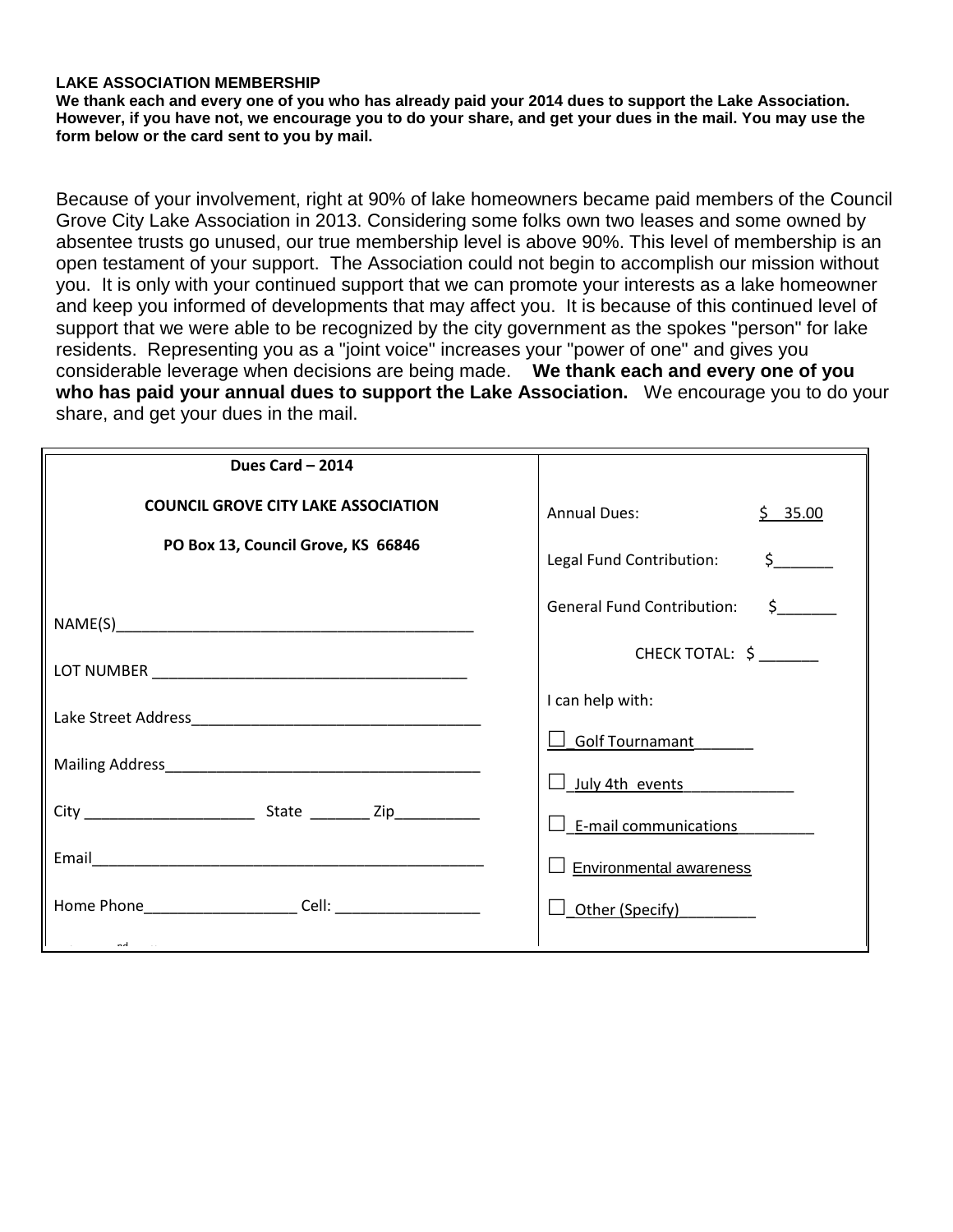**LAKE ASSOCIATION MEMBERSHIP**

**We thank each and every one of you who has already paid your 2014 dues to support the Lake Association. However, if you have not, we encourage you to do your share, and get your dues in the mail. You may use the form below or the card sent to you by mail.**

Because of your involvement, right at 90% of lake homeowners became paid members of the Council Grove City Lake Association in 2013. Considering some folks own two leases and some owned by absentee trusts go unused, our true membership level is above 90%. This level of membership is an open testament of your support. The Association could not begin to accomplish our mission without you. It is only with your continued support that we can promote your interests as a lake homeowner and keep you informed of developments that may affect you. It is because of this continued level of support that we were able to be recognized by the city government as the spokes "person" for lake residents. Representing you as a "joint voice" increases your "power of one" and gives you considerable leverage when decisions are being made. **We thank each and every one of you who has paid your annual dues to support the Lake Association.** We encourage you to do your share, and get your dues in the mail.

| | |
|---|---|
| **Dues Card – 2014** | |
| **COUNCIL GROVE CITY LAKE ASSOCIATION** | Annual Dues: $ 35.00 |
| **PO Box 13, Council Grove, KS 66846** | Legal Fund Contribution: $_______ |
| | General Fund Contribution: $_______ |
| NAME(S)___________________________________________ | CHECK TOTAL: $ _______ |
| LOT NUMBER _____________________________________ | I can help with: |
| Lake Street Address__________________________________ | ☐ Golf Tournamant_______ |
| Mailing Address_____________________________________ | ☐ July 4th events_____________ |
| City ____________________ State _______ Zip__________ | ☐ E-mail communications_________ |
| Email_______________________________________________ | ☐ Environmental awareness |
| Home Phone__________________ Cell: _________________ | ☐ Other (Specify)_________ |